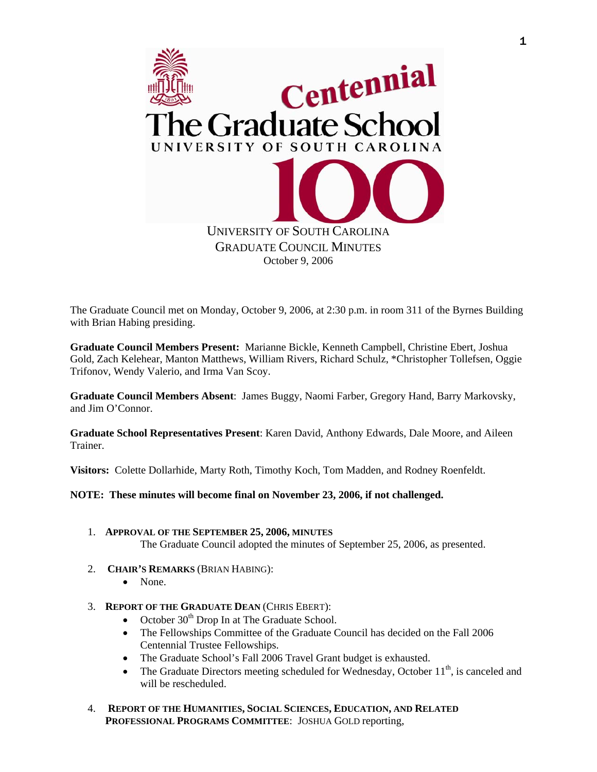Centennial

The Graduate School

UNIVERSITY OF SOUTH CAROLINA

100

# UNIVERSITY OF SOUTH CAROLINA
# GRADUATE COUNCIL MINUTES

October 9, 2006

The Graduate Council met on Monday, October 9, 2006, at 2:30 p.m. in room 311 of the Byrnes Building with Brian Habing presiding.

**Graduate Council Members Present:** Marianne Bickle, Kenneth Campbell, Christine Ebert, Joshua Gold, Zach Kelehear, Manton Matthews, William Rivers, Richard Schulz, *Christopher Tollefsen, Oggie Trifonov, Wendy Valerio, and Irma Van Scoy.

**Graduate Council Members Absent**: James Buggy, Naomi Farber, Gregory Hand, Barry Markovsky, and Jim O'Connor.

**Graduate School Representatives Present**: Karen David, Anthony Edwards, Dale Moore, and Aileen Trainer.

**Visitors:** Colette Dollarhide, Marty Roth, Timothy Koch, Tom Madden, and Rodney Roenfeldt.

**NOTE: These minutes will become final on November 23, 2006, if not challenged.**

1. **APPROVAL OF THE SEPTEMBER 25, 2006, MINUTES**

   The Graduate Council adopted the minutes of September 25, 2006, as presented.

2. **CHAIR'S REMARKS** (BRIAN HABING):
   - None.

3. **REPORT OF THE GRADUATE DEAN** (CHRIS EBERT):
   - October 30th Drop In at The Graduate School.
   - The Fellowships Committee of the Graduate Council has decided on the Fall 2006 Centennial Trustee Fellowships.
   - The Graduate School's Fall 2006 Travel Grant budget is exhausted.
   - The Graduate Directors meeting scheduled for Wednesday, October 11th, is canceled and will be rescheduled.

4. **REPORT OF THE HUMANITIES, SOCIAL SCIENCES, EDUCATION, AND RELATED PROFESSIONAL PROGRAMS COMMITTEE**: JOSHUA GOLD reporting,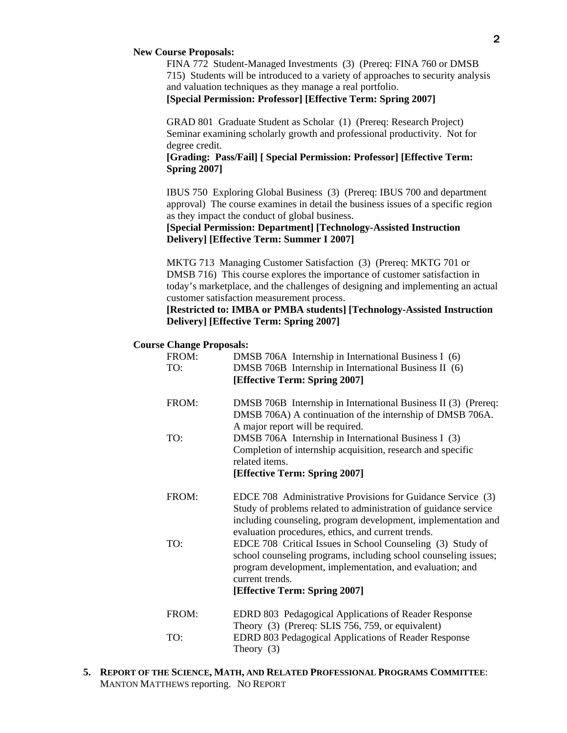**New Course Proposals:**

FINA 772 Student-Managed Investments (3) (Prereq: FINA 760 or DMSB 715) Students will be introduced to a variety of approaches to security analysis and valuation techniques as they manage a real portfolio.
**[Special Permission: Professor] [Effective Term: Spring 2007]**

GRAD 801 Graduate Student as Scholar (1) (Prereq: Research Project) Seminar examining scholarly growth and professional productivity. Not for degree credit.
**[Grading: Pass/Fail] [ Special Permission: Professor] [Effective Term: Spring 2007]**

IBUS 750 Exploring Global Business (3) (Prereq: IBUS 700 and department approval) The course examines in detail the business issues of a specific region as they impact the conduct of global business.
**[Special Permission: Department] [Technology-Assisted Instruction Delivery] [Effective Term: Summer I 2007]**

MKTG 713 Managing Customer Satisfaction (3) (Prereq: MKTG 701 or DMSB 716) This course explores the importance of customer satisfaction in today's marketplace, and the challenges of designing and implementing an actual customer satisfaction measurement process.
**[Restricted to: IMBA or PMBA students] [Technology-Assisted Instruction Delivery] [Effective Term: Spring 2007]**

**Course Change Proposals:**

FROM: DMSB 706A Internship in International Business I (6)
TO: DMSB 706B Internship in International Business II (6)
**[Effective Term: Spring 2007]**

FROM: DMSB 706B Internship in International Business II (3) (Prereq: DMSB 706A) A continuation of the internship of DMSB 706A. A major report will be required.
TO: DMSB 706A Internship in International Business I (3) Completion of internship acquisition, research and specific related items.
**[Effective Term: Spring 2007]**

FROM: EDCE 708 Administrative Provisions for Guidance Service (3) Study of problems related to administration of guidance service including counseling, program development, implementation and evaluation procedures, ethics, and current trends.
TO: EDCE 708 Critical Issues in School Counseling (3) Study of school counseling programs, including school counseling issues; program development, implementation, and evaluation; and current trends.
**[Effective Term: Spring 2007]**

FROM: EDRD 803 Pedagogical Applications of Reader Response Theory (3) (Prereq: SLIS 756, 759, or equivalent)
TO: EDRD 803 Pedagogical Applications of Reader Response Theory (3)

**5. REPORT OF THE SCIENCE, MATH, AND RELATED PROFESSIONAL PROGRAMS COMMITTEE**: MANTON MATTHEWS reporting. NO REPORT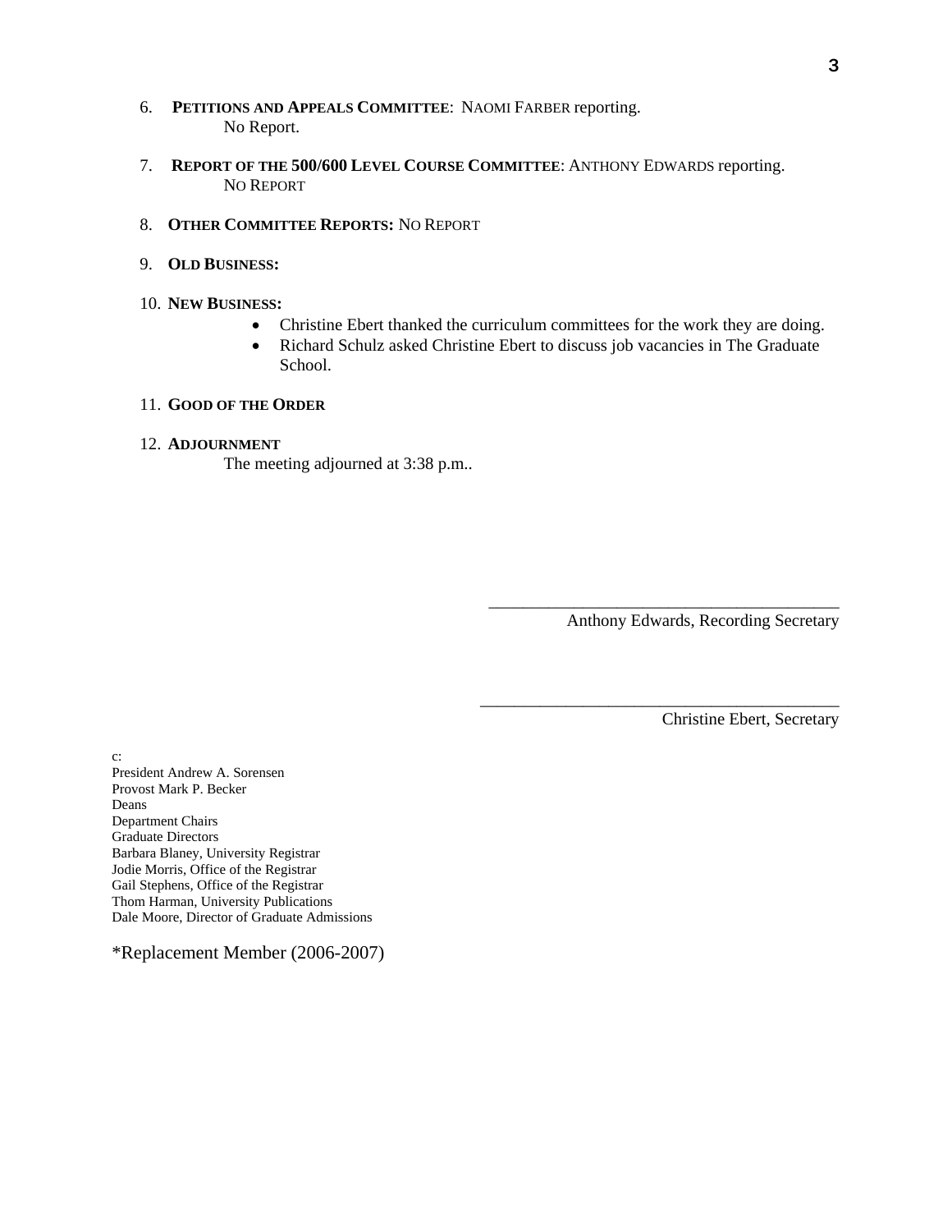6. **PETITIONS AND APPEALS COMMITTEE**: NAOMI FARBER reporting.
   No Report.

7. **REPORT OF THE 500/600 LEVEL COURSE COMMITTEE**: ANTHONY EDWARDS reporting.
   NO REPORT

8. **OTHER COMMITTEE REPORTS:** NO REPORT

9. **OLD BUSINESS:**

10. **NEW BUSINESS:**
    - Christine Ebert thanked the curriculum committees for the work they are doing.
    - Richard Schulz asked Christine Ebert to discuss job vacancies in The Graduate School.

11. **GOOD OF THE ORDER**

12. **ADJOURNMENT**
    The meeting adjourned at 3:38 p.m..

\_\_\_\_\_\_\_\_\_\_\_\_\_\_\_\_\_\_\_\_\_\_\_\_\_\_\_\_\_\_\_\_\_\_\_\_\_\_\_\_
Anthony Edwards, Recording Secretary

\_\_\_\_\_\_\_\_\_\_\_\_\_\_\_\_\_\_\_\_\_\_\_\_\_\_\_\_\_\_\_\_\_\_\_\_\_\_\_\_
Christine Ebert, Secretary

c:
President Andrew A. Sorensen
Provost Mark P. Becker
Deans
Department Chairs
Graduate Directors
Barbara Blaney, University Registrar
Jodie Morris, Office of the Registrar
Gail Stephens, Office of the Registrar
Thom Harman, University Publications
Dale Moore, Director of Graduate Admissions

*Replacement Member (2006-2007)